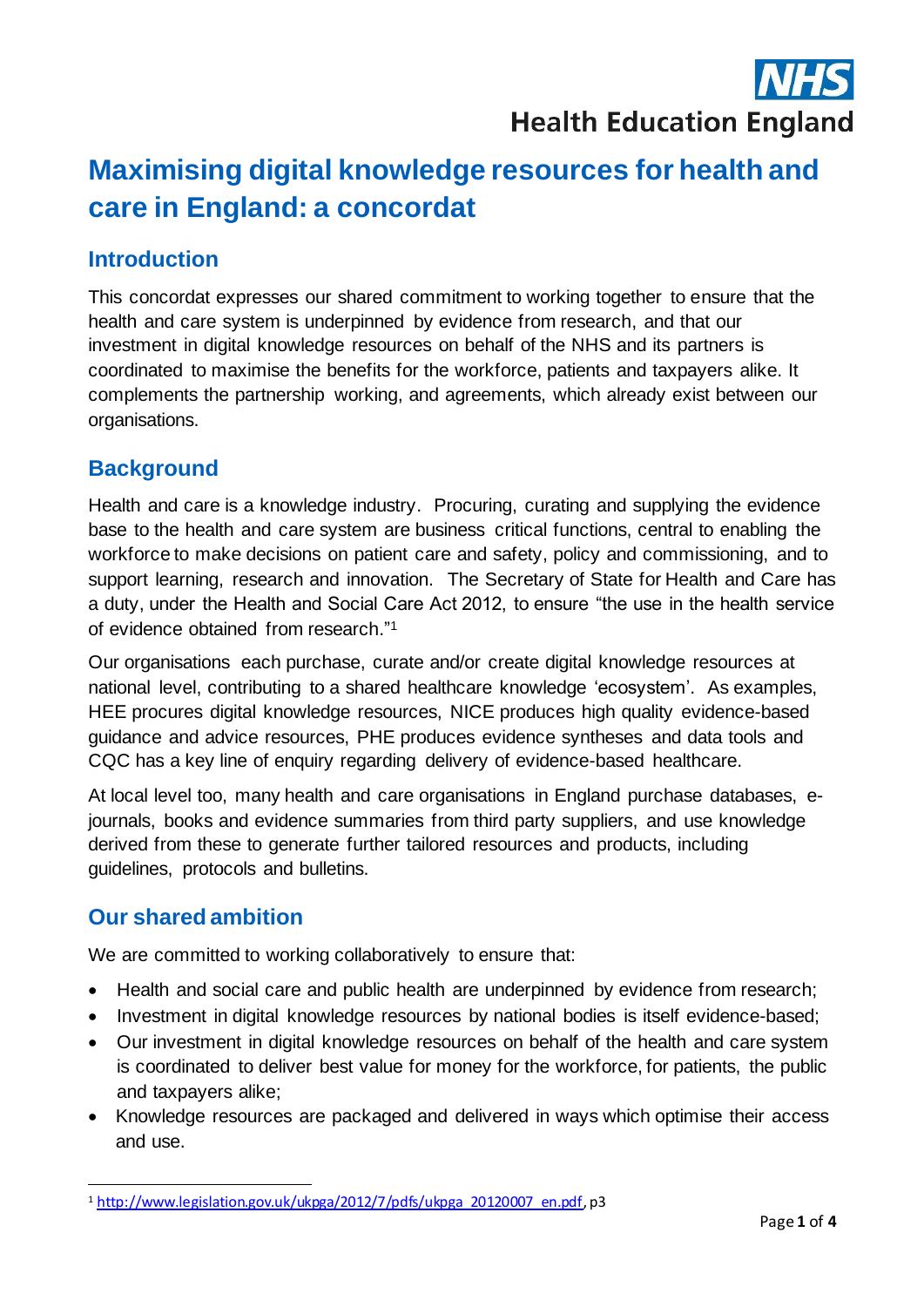NHS Health Education England

# Maximising digital knowledge resources for health and care in England: a concordat

## Introduction

This concordat expresses our shared commitment to working together to ensure that the health and care system is underpinned by evidence from research, and that our investment in digital knowledge resources on behalf of the NHS and its partners is coordinated to maximise the benefits for the workforce, patients and taxpayers alike. It complements the partnership working, and agreements, which already exist between our organisations.

## Background

Health and care is a knowledge industry. Procuring, curating and supplying the evidence base to the health and care system are business critical functions, central to enabling the workforce to make decisions on patient care and safety, policy and commissioning, and to support learning, research and innovation. The Secretary of State for Health and Care has a duty, under the Health and Social Care Act 2012, to ensure "the use in the health service of evidence obtained from research."[1]

Our organisations each purchase, curate and/or create digital knowledge resources at national level, contributing to a shared healthcare knowledge 'ecosystem'. As examples, HEE procures digital knowledge resources, NICE produces high quality evidence-based guidance and advice resources, PHE produces evidence syntheses and data tools and CQC has a key line of enquiry regarding delivery of evidence-based healthcare.

At local level too, many health and care organisations in England purchase databases, e-journals, books and evidence summaries from third party suppliers, and use knowledge derived from these to generate further tailored resources and products, including guidelines, protocols and bulletins.

## Our shared ambition

We are committed to working collaboratively to ensure that:

- Health and social care and public health are underpinned by evidence from research;
- Investment in digital knowledge resources by national bodies is itself evidence-based;
- Our investment in digital knowledge resources on behalf of the health and care system is coordinated to deliver best value for money for the workforce, for patients, the public and taxpayers alike;
- Knowledge resources are packaged and delivered in ways which optimise their access and use.

[1] http://www.legislation.gov.uk/ukpga/2012/7/pdfs/ukpga_20120007_en.pdf, p3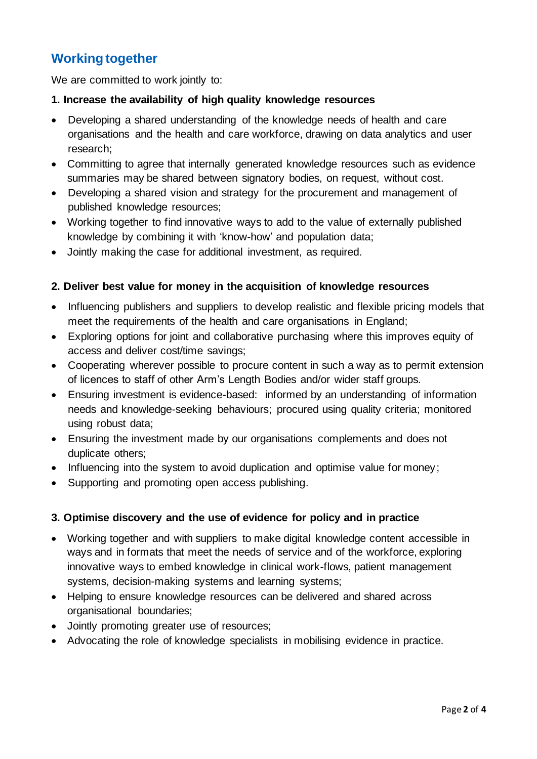## Working together

We are committed to work jointly to:

**1. Increase the availability of high quality knowledge resources**

- Developing a shared understanding of the knowledge needs of health and care organisations and the health and care workforce, drawing on data analytics and user research;
- Committing to agree that internally generated knowledge resources such as evidence summaries may be shared between signatory bodies, on request, without cost.
- Developing a shared vision and strategy for the procurement and management of published knowledge resources;
- Working together to find innovative ways to add to the value of externally published knowledge by combining it with 'know-how' and population data;
- Jointly making the case for additional investment, as required.

**2. Deliver best value for money in the acquisition of knowledge resources**

- Influencing publishers and suppliers to develop realistic and flexible pricing models that meet the requirements of the health and care organisations in England;
- Exploring options for joint and collaborative purchasing where this improves equity of access and deliver cost/time savings;
- Cooperating wherever possible to procure content in such a way as to permit extension of licences to staff of other Arm's Length Bodies and/or wider staff groups.
- Ensuring investment is evidence-based: informed by an understanding of information needs and knowledge-seeking behaviours; procured using quality criteria; monitored using robust data;
- Ensuring the investment made by our organisations complements and does not duplicate others;
- Influencing into the system to avoid duplication and optimise value for money;
- Supporting and promoting open access publishing.

**3. Optimise discovery and the use of evidence for policy and in practice**

- Working together and with suppliers to make digital knowledge content accessible in ways and in formats that meet the needs of service and of the workforce, exploring innovative ways to embed knowledge in clinical work-flows, patient management systems, decision-making systems and learning systems;
- Helping to ensure knowledge resources can be delivered and shared across organisational boundaries;
- Jointly promoting greater use of resources;
- Advocating the role of knowledge specialists in mobilising evidence in practice.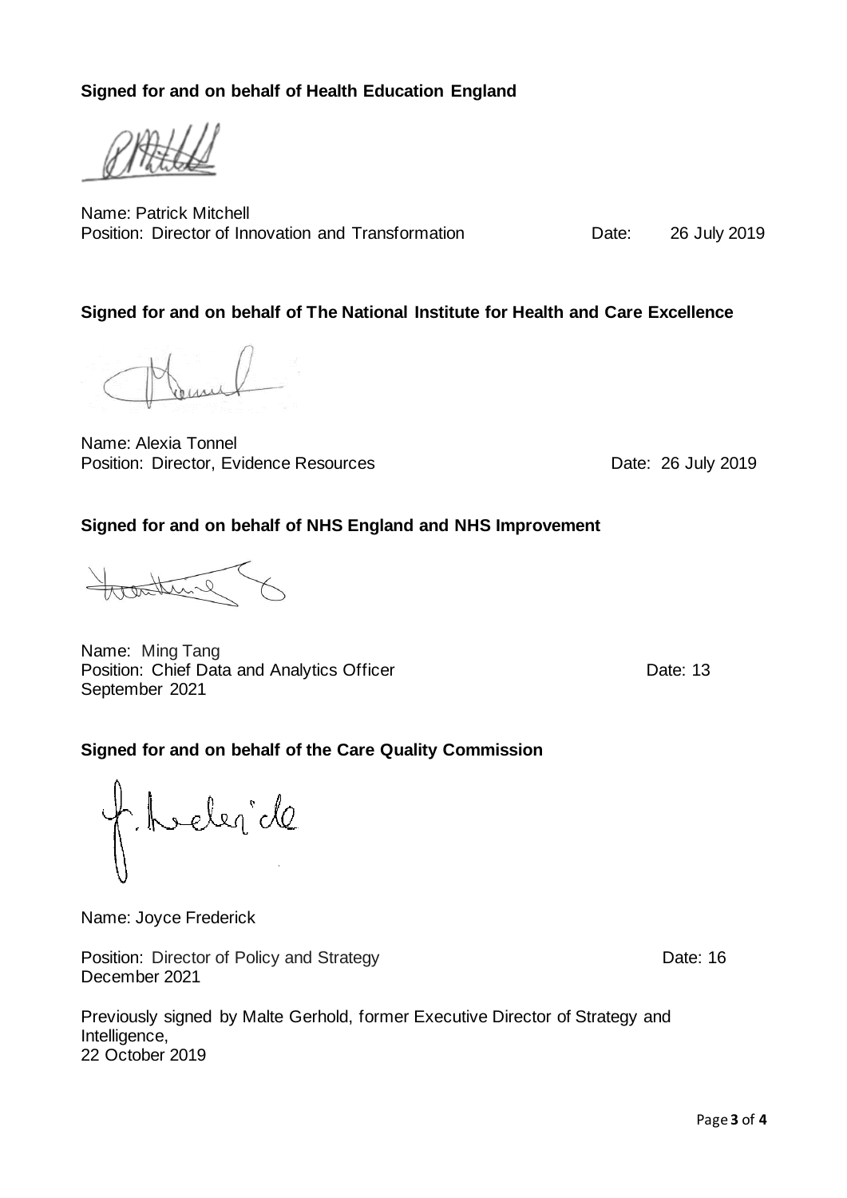**Signed for and on behalf of Health Education England**

Name: Patrick Mitchell
Position: Director of Innovation and Transformation Date: 26 July 2019

**Signed for and on behalf of The National Institute for Health and Care Excellence**

Name: Alexia Tonnel
Position: Director, Evidence Resources Date: 26 July 2019

**Signed for and on behalf of NHS England and NHS Improvement**

Name: Ming Tang
Position: Chief Data and Analytics Officer Date: 13 September 2021

**Signed for and on behalf of the Care Quality Commission**

Name: Joyce Frederick

Position: Director of Policy and Strategy Date: 16 December 2021

Previously signed by Malte Gerhold, former Executive Director of Strategy and Intelligence,
22 October 2019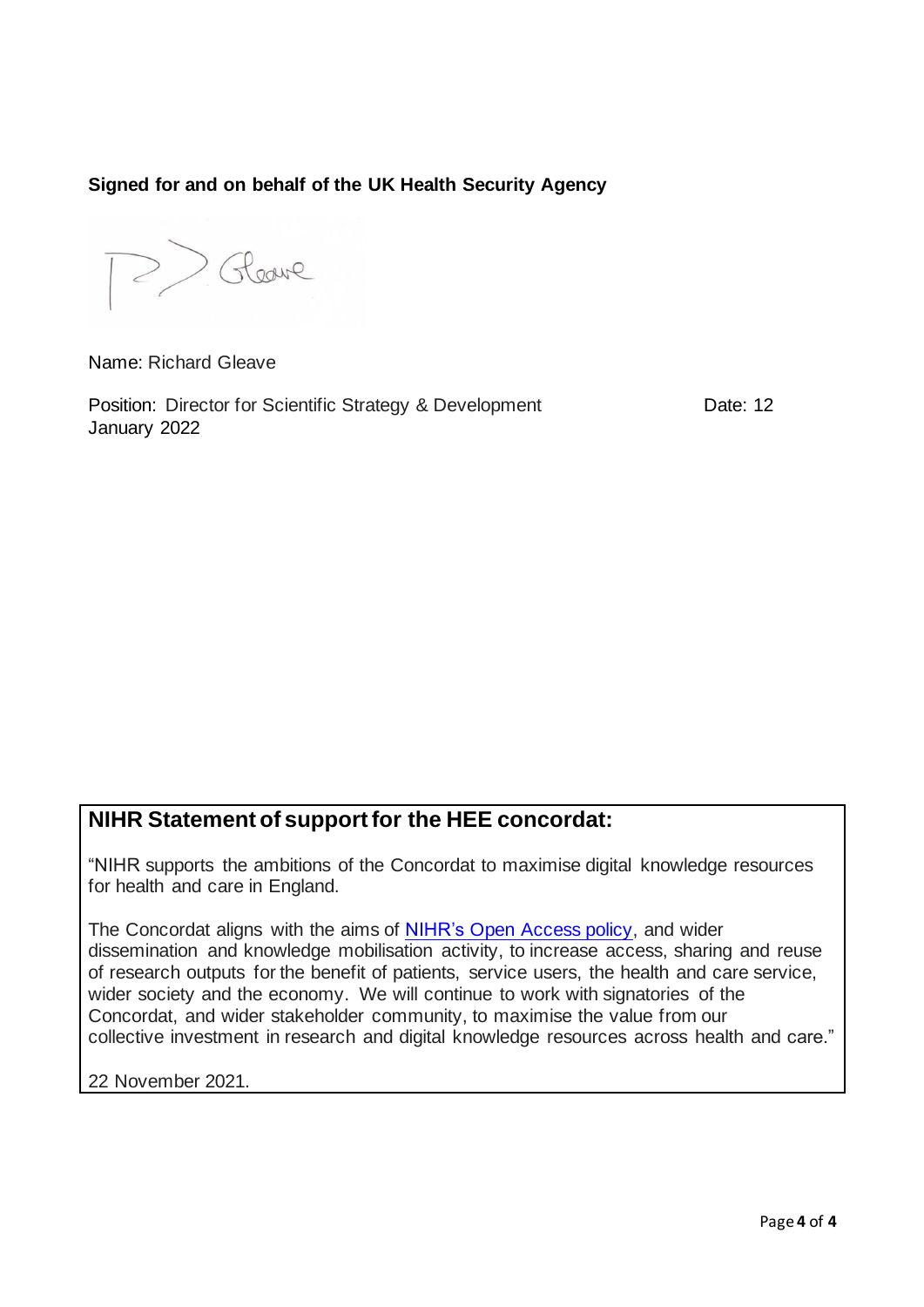**Signed for and on behalf of the UK Health Security Agency**

Name: Richard Gleave

Position: Director for Scientific Strategy & Development Date: 12 January 2022

## NIHR Statement of support for the HEE concordat:

"NIHR supports the ambitions of the Concordat to maximise digital knowledge resources for health and care in England.

The Concordat aligns with the aims of [NIHR's Open Access policy](), and wider dissemination and knowledge mobilisation activity, to increase access, sharing and reuse of research outputs for the benefit of patients, service users, the health and care service, wider society and the economy. We will continue to work with signatories of the Concordat, and wider stakeholder community, to maximise the value from our collective investment in research and digital knowledge resources across health and care."

22 November 2021.